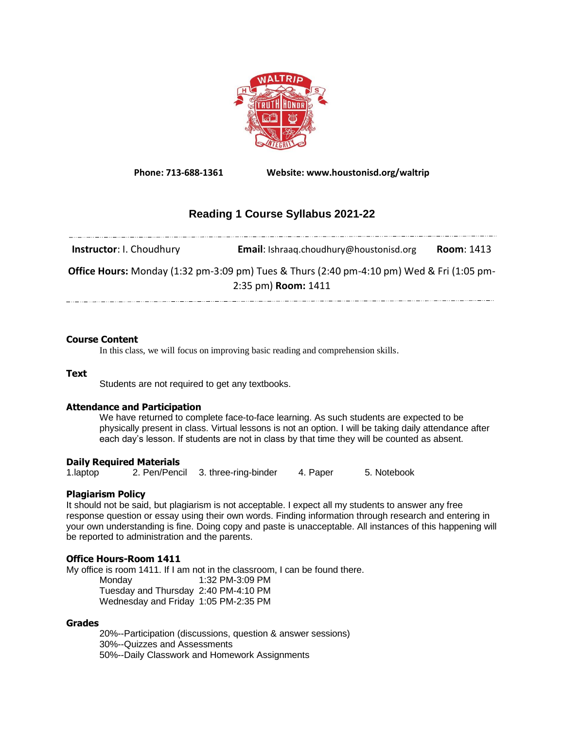Phone: 713-688-1361 Website: www.houstonisd.org/waltrip

# Reading 1 Course Syllabus 2021-22

**Instructor**: I. Choudhury **Email**: Ishraaq.choudhury@houstonisd.org **Room**: 1413

**Office Hours:** Monday (1:32 pm-3:09 pm) Tues & Thurs (2:40 pm-4:10 pm) Wed & Fri (1:05 pm-2:35 pm) **Room:** 1411

### Course Content

In this class, we will focus on improving basic reading and comprehension skills.

### Text

Students are not required to get any textbooks.

### Attendance and Participation

We have returned to complete face-to-face learning. As such students are expected to be physically present in class. Virtual lessons is not an option. I will be taking daily attendance after each day's lesson. If students are not in class by that time they will be counted as absent.

### Daily Required Materials

1.laptop 2. Pen/Pencil 3. three-ring-binder 4. Paper 5. Notebook

### Plagiarism Policy

It should not be said, but plagiarism is not acceptable. I expect all my students to answer any free response question or essay using their own words. Finding information through research and entering in your own understanding is fine. Doing copy and paste is unacceptable. All instances of this happening will be reported to administration and the parents.

### Office Hours-Room 1411

My office is room 1411. If I am not in the classroom, I can be found there.

| | |
|---|---|
| Monday | 1:32 PM-3:09 PM |
| Tuesday and Thursday | 2:40 PM-4:10 PM |
| Wednesday and Friday | 1:05 PM-2:35 PM |

### Grades

20%--Participation (discussions, question & answer sessions)
30%--Quizzes and Assessments
50%--Daily Classwork and Homework Assignments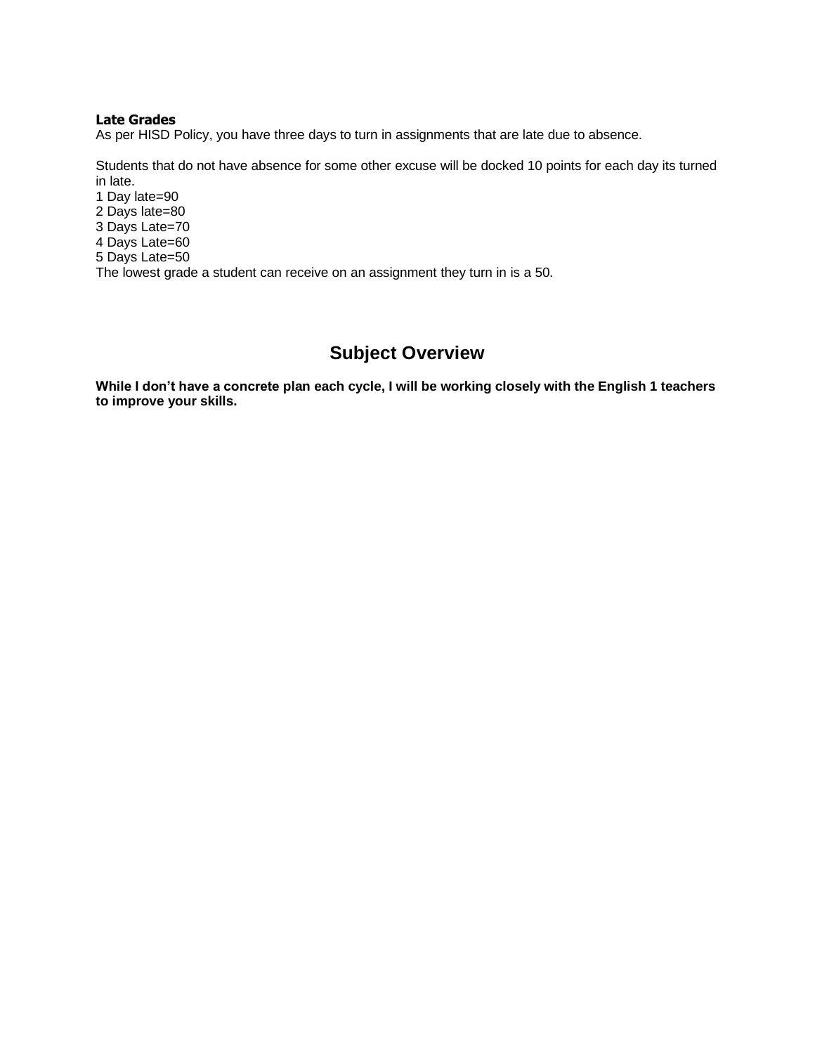**Late Grades**
As per HISD Policy, you have three days to turn in assignments that are late due to absence.

Students that do not have absence for some other excuse will be docked 10 points for each day its turned in late.
1 Day late=90
2 Days late=80
3 Days Late=70
4 Days Late=60
5 Days Late=50
The lowest grade a student can receive on an assignment they turn in is a 50.

## Subject Overview

**While I don't have a concrete plan each cycle, I will be working closely with the English 1 teachers to improve your skills.**